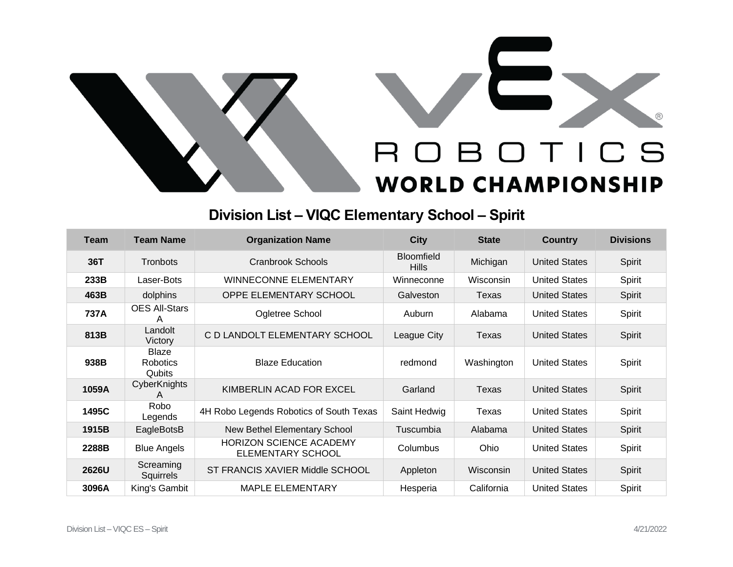# VEX ROBOTICS WORLD CHAMPIONSHIP

## Division List – VIQC Elementary School – Spirit

| Team | Team Name | Organization Name | City | State | Country | Divisions |
|---|---|---|---|---|---|---|
| **36T** | Tronbots | Cranbrook Schools | Bloomfield Hills | Michigan | United States | Spirit |
| **233B** | Laser-Bots | WINNECONNE ELEMENTARY | Winneconne | Wisconsin | United States | Spirit |
| **463B** | dolphins | OPPE ELEMENTARY SCHOOL | Galveston | Texas | United States | Spirit |
| **737A** | OES All-Stars A | Ogletree School | Auburn | Alabama | United States | Spirit |
| **813B** | Landolt Victory | C D LANDOLT ELEMENTARY SCHOOL | League City | Texas | United States | Spirit |
| **938B** | Blaze Robotics Qubits | Blaze Education | redmond | Washington | United States | Spirit |
| **1059A** | CyberKnights A | KIMBERLIN ACAD FOR EXCEL | Garland | Texas | United States | Spirit |
| **1495C** | Robo Legends | 4H Robo Legends Robotics of South Texas | Saint Hedwig | Texas | United States | Spirit |
| **1915B** | EagleBotsB | New Bethel Elementary School | Tuscumbia | Alabama | United States | Spirit |
| **2288B** | Blue Angels | HORIZON SCIENCE ACADEMY ELEMENTARY SCHOOL | Columbus | Ohio | United States | Spirit |
| **2626U** | Screaming Squirrels | ST FRANCIS XAVIER Middle SCHOOL | Appleton | Wisconsin | United States | Spirit |
| **3096A** | King's Gambit | MAPLE ELEMENTARY | Hesperia | California | United States | Spirit |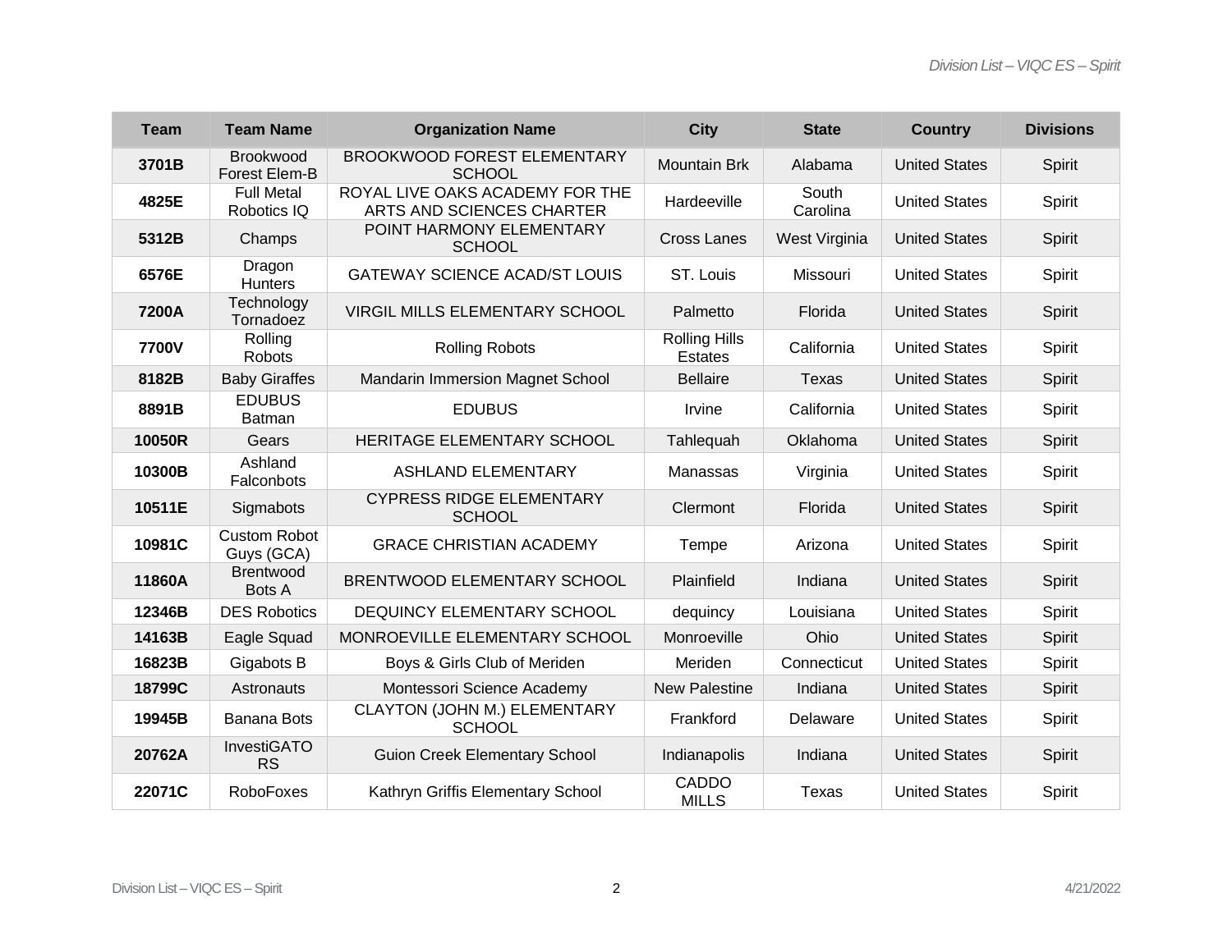| Team | Team Name | Organization Name | City | State | Country | Divisions |
|---|---|---|---|---|---|---|
| **3701B** | Brookwood Forest Elem-B | BROOKWOOD FOREST ELEMENTARY SCHOOL | Mountain Brk | Alabama | United States | Spirit |
| **4825E** | Full Metal Robotics IQ | ROYAL LIVE OAKS ACADEMY FOR THE ARTS AND SCIENCES CHARTER | Hardeeville | South Carolina | United States | Spirit |
| **5312B** | Champs | POINT HARMONY ELEMENTARY SCHOOL | Cross Lanes | West Virginia | United States | Spirit |
| **6576E** | Dragon Hunters | GATEWAY SCIENCE ACAD/ST LOUIS | ST. Louis | Missouri | United States | Spirit |
| **7200A** | Technology Tornadoez | VIRGIL MILLS ELEMENTARY SCHOOL | Palmetto | Florida | United States | Spirit |
| **7700V** | Rolling Robots | Rolling Robots | Rolling Hills Estates | California | United States | Spirit |
| **8182B** | Baby Giraffes | Mandarin Immersion Magnet School | Bellaire | Texas | United States | Spirit |
| **8891B** | EDUBUS Batman | EDUBUS | Irvine | California | United States | Spirit |
| **10050R** | Gears | HERITAGE ELEMENTARY SCHOOL | Tahlequah | Oklahoma | United States | Spirit |
| **10300B** | Ashland Falconbots | ASHLAND ELEMENTARY | Manassas | Virginia | United States | Spirit |
| **10511E** | Sigmabots | CYPRESS RIDGE ELEMENTARY SCHOOL | Clermont | Florida | United States | Spirit |
| **10981C** | Custom Robot Guys (GCA) | GRACE CHRISTIAN ACADEMY | Tempe | Arizona | United States | Spirit |
| **11860A** | Brentwood Bots A | BRENTWOOD ELEMENTARY SCHOOL | Plainfield | Indiana | United States | Spirit |
| **12346B** | DES Robotics | DEQUINCY ELEMENTARY SCHOOL | dequincy | Louisiana | United States | Spirit |
| **14163B** | Eagle Squad | MONROEVILLE ELEMENTARY SCHOOL | Monroeville | Ohio | United States | Spirit |
| **16823B** | Gigabots B | Boys & Girls Club of Meriden | Meriden | Connecticut | United States | Spirit |
| **18799C** | Astronauts | Montessori Science Academy | New Palestine | Indiana | United States | Spirit |
| **19945B** | Banana Bots | CLAYTON (JOHN M.) ELEMENTARY SCHOOL | Frankford | Delaware | United States | Spirit |
| **20762A** | InvestiGATORS | Guion Creek Elementary School | Indianapolis | Indiana | United States | Spirit |
| **22071C** | RoboFoxes | Kathryn Griffis Elementary School | CADDO MILLS | Texas | United States | Spirit |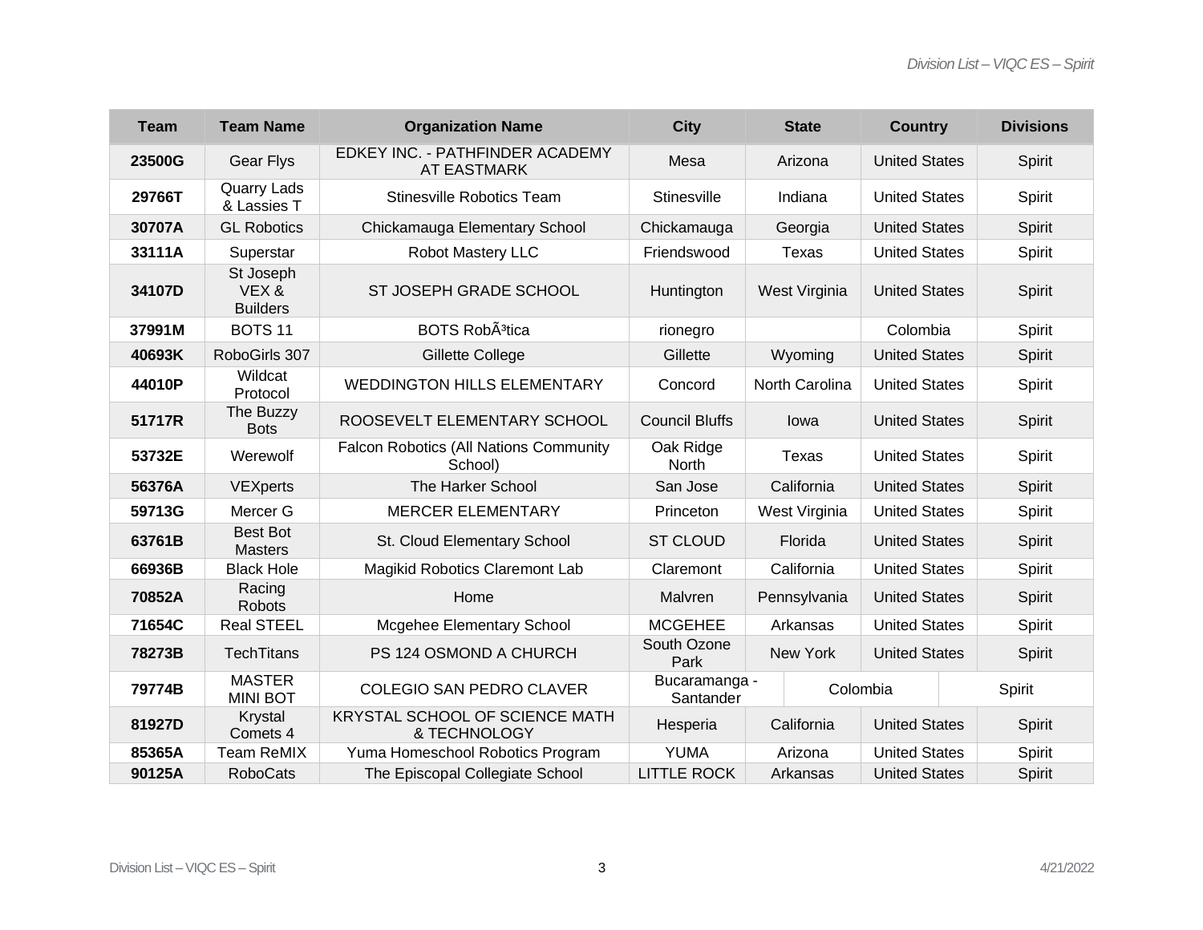| Team | Team Name | Organization Name | City | State | Country | Divisions |
|---|---|---|---|---|---|---|
| **23500G** | Gear Flys | EDKEY INC. - PATHFINDER ACADEMY AT EASTMARK | Mesa | Arizona | United States | Spirit |
| **29766T** | Quarry Lads & Lassies T | Stinesville Robotics Team | Stinesville | Indiana | United States | Spirit |
| **30707A** | GL Robotics | Chickamauga Elementary School | Chickamauga | Georgia | United States | Spirit |
| **33111A** | Superstar | Robot Mastery LLC | Friendswood | Texas | United States | Spirit |
| **34107D** | St Joseph VEX & Builders | ST JOSEPH GRADE SCHOOL | Huntington | West Virginia | United States | Spirit |
| **37991M** | BOTS 11 | BOTS RobÃ³tica | rionegro | | Colombia | Spirit |
| **40693K** | RoboGirls 307 | Gillette College | Gillette | Wyoming | United States | Spirit |
| **44010P** | Wildcat Protocol | WEDDINGTON HILLS ELEMENTARY | Concord | North Carolina | United States | Spirit |
| **51717R** | The Buzzy Bots | ROOSEVELT ELEMENTARY SCHOOL | Council Bluffs | Iowa | United States | Spirit |
| **53732E** | Werewolf | Falcon Robotics (All Nations Community School) | Oak Ridge North | Texas | United States | Spirit |
| **56376A** | VEXperts | The Harker School | San Jose | California | United States | Spirit |
| **59713G** | Mercer G | MERCER ELEMENTARY | Princeton | West Virginia | United States | Spirit |
| **63761B** | Best Bot Masters | St. Cloud Elementary School | ST CLOUD | Florida | United States | Spirit |
| **66936B** | Black Hole | Magikid Robotics Claremont Lab | Claremont | California | United States | Spirit |
| **70852A** | Racing Robots | Home | Malvren | Pennsylvania | United States | Spirit |
| **71654C** | Real STEEL | Mcgehee Elementary School | MCGEHEE | Arkansas | United States | Spirit |
| **78273B** | TechTitans | PS 124 OSMOND A CHURCH | South Ozone Park | New York | United States | Spirit |
| **79774B** | MASTER MINI BOT | COLEGIO SAN PEDRO CLAVER | Bucaramanga - Santander | | Colombia | Spirit |
| **81927D** | Krystal Comets 4 | KRYSTAL SCHOOL OF SCIENCE MATH & TECHNOLOGY | Hesperia | California | United States | Spirit |
| **85365A** | Team ReMIX | Yuma Homeschool Robotics Program | YUMA | Arizona | United States | Spirit |
| **90125A** | RoboCats | The Episcopal Collegiate School | LITTLE ROCK | Arkansas | United States | Spirit |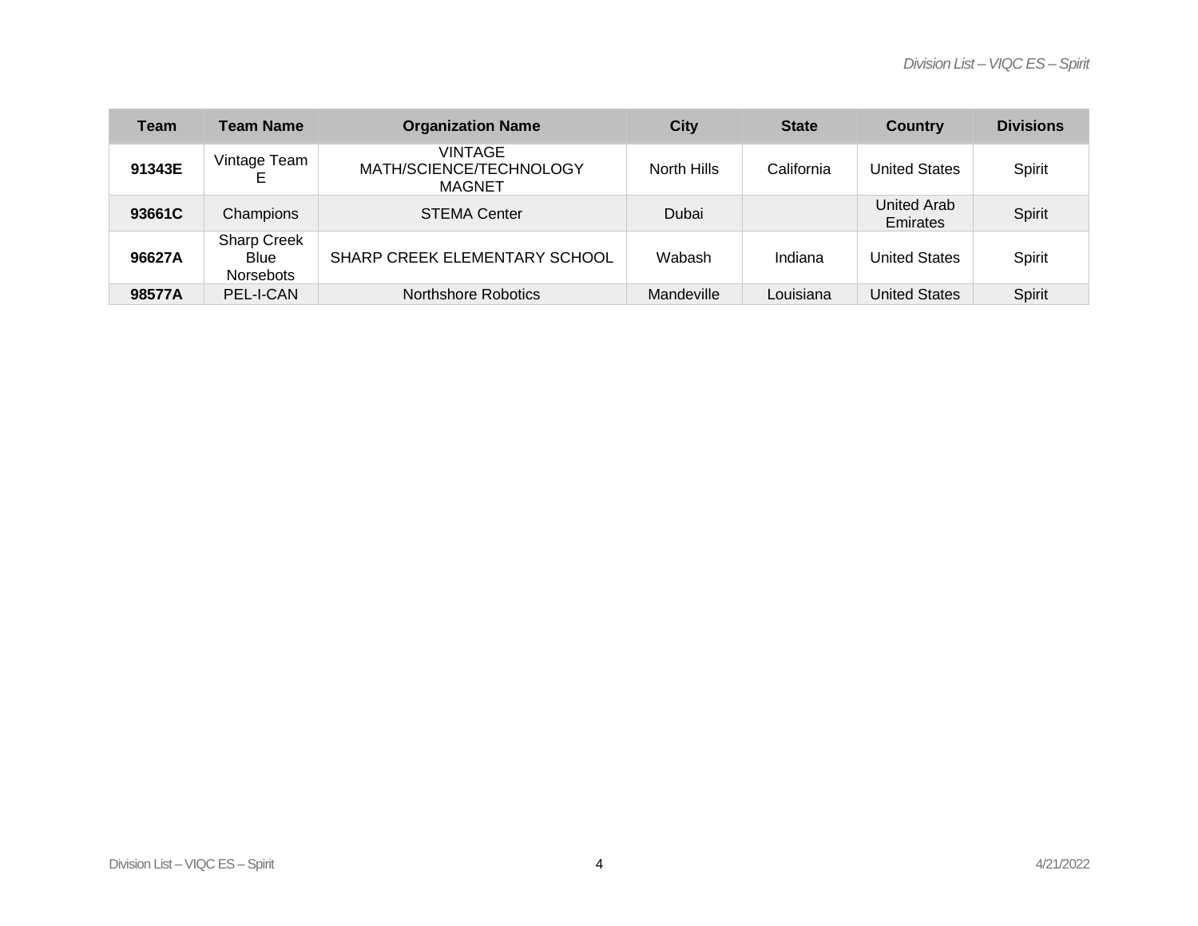| Team | Team Name | Organization Name | City | State | Country | Divisions |
|---|---|---|---|---|---|---|
| **91343E** | Vintage Team E | VINTAGE MATH/SCIENCE/TECHNOLOGY MAGNET | North Hills | California | United States | Spirit |
| **93661C** | Champions | STEMA Center | Dubai | | United Arab Emirates | Spirit |
| **96627A** | Sharp Creek Blue Norsebots | SHARP CREEK ELEMENTARY SCHOOL | Wabash | Indiana | United States | Spirit |
| **98577A** | PEL-I-CAN | Northshore Robotics | Mandeville | Louisiana | United States | Spirit |